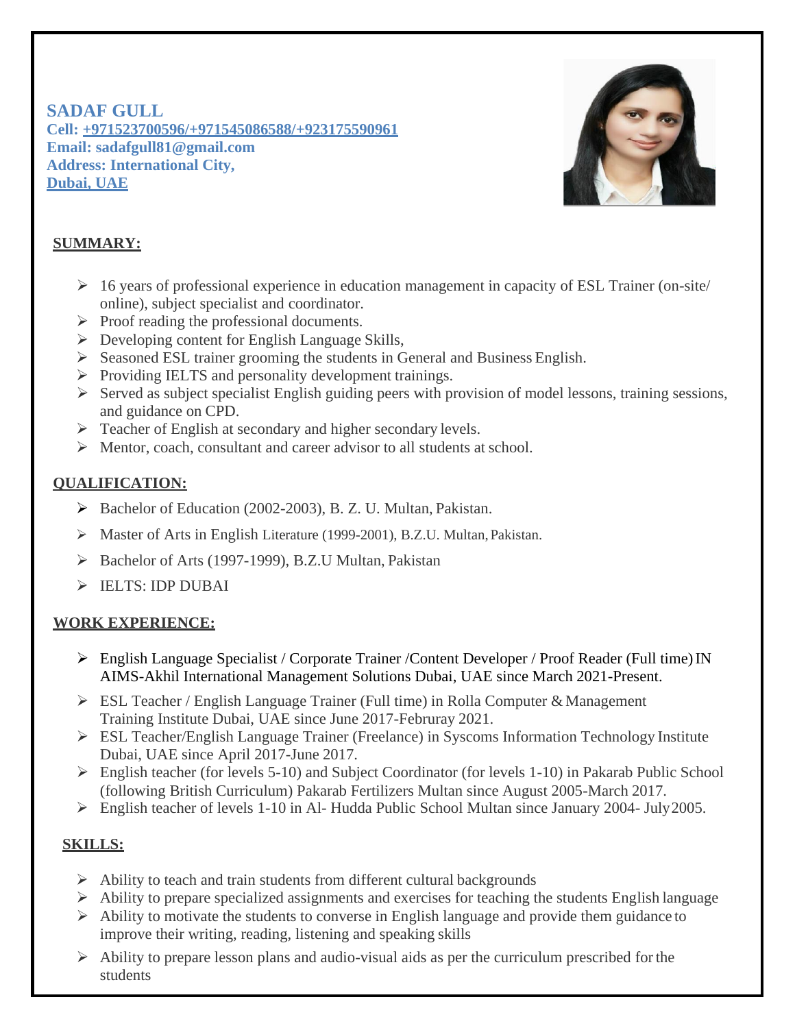**SADAF GULL**
**Cell: +971523700596/+971545086588/+923175590961**
**Email: sadafgull81@gmail.com**
**Address: International City,**
**Dubai, UAE**

## SUMMARY:

- 16 years of professional experience in education management in capacity of ESL Trainer (on-site/ online), subject specialist and coordinator.
- Proof reading the professional documents.
- Developing content for English Language Skills,
- Seasoned ESL trainer grooming the students in General and Business English.
- Providing IELTS and personality development trainings.
- Served as subject specialist English guiding peers with provision of model lessons, training sessions, and guidance on CPD.
- Teacher of English at secondary and higher secondary levels.
- Mentor, coach, consultant and career advisor to all students at school.

## QUALIFICATION:

- Bachelor of Education (2002-2003), B. Z. U. Multan, Pakistan.
- Master of Arts in English Literature (1999-2001), B.Z.U. Multan, Pakistan.
- Bachelor of Arts (1997-1999), B.Z.U Multan, Pakistan
- IELTS: IDP DUBAI

## WORK EXPERIENCE:

- English Language Specialist / Corporate Trainer /Content Developer / Proof Reader (Full time) IN AIMS-Akhil International Management Solutions Dubai, UAE since March 2021-Present.
- ESL Teacher / English Language Trainer (Full time) in Rolla Computer & Management Training Institute Dubai, UAE since June 2017-Februray 2021.
- ESL Teacher/English Language Trainer (Freelance) in Syscoms Information Technology Institute Dubai, UAE since April 2017-June 2017.
- English teacher (for levels 5-10) and Subject Coordinator (for levels 1-10) in Pakarab Public School (following British Curriculum) Pakarab Fertilizers Multan since August 2005-March 2017.
- English teacher of levels 1-10 in Al- Hudda Public School Multan since January 2004- July 2005.

## SKILLS:

- Ability to teach and train students from different cultural backgrounds
- Ability to prepare specialized assignments and exercises for teaching the students English language
- Ability to motivate the students to converse in English language and provide them guidance to improve their writing, reading, listening and speaking skills
- Ability to prepare lesson plans and audio-visual aids as per the curriculum prescribed for the students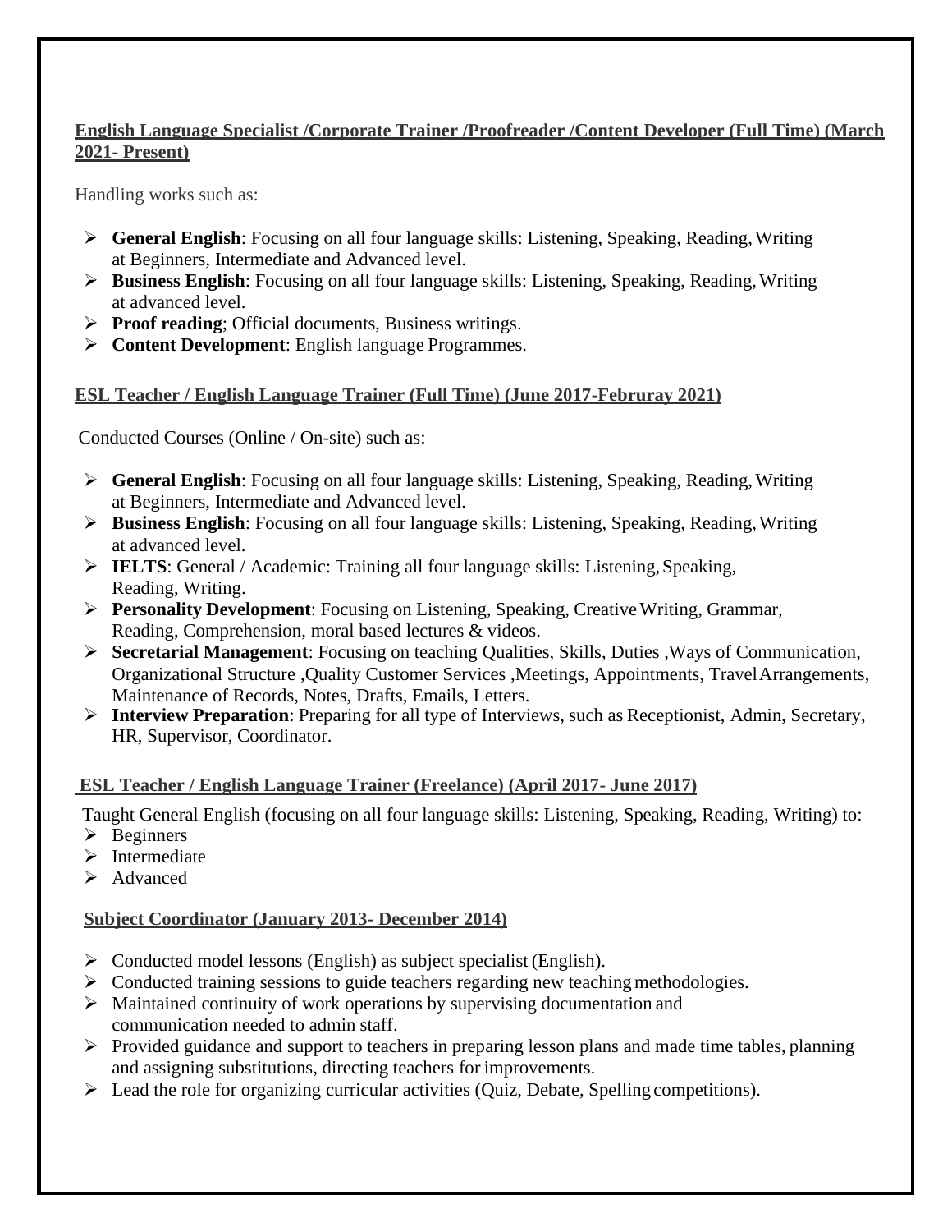**English Language Specialist /Corporate Trainer /Proofreader /Content Developer (Full Time) (March 2021- Present)**

Handling works such as:

- **General English**: Focusing on all four language skills: Listening, Speaking, Reading, Writing at Beginners, Intermediate and Advanced level.
- **Business English**: Focusing on all four language skills: Listening, Speaking, Reading, Writing at advanced level.
- **Proof reading**; Official documents, Business writings.
- **Content Development**: English language Programmes.

**ESL Teacher / English Language Trainer (Full Time) (June 2017-Februray 2021)**

Conducted Courses (Online / On-site) such as:

- **General English**: Focusing on all four language skills: Listening, Speaking, Reading, Writing at Beginners, Intermediate and Advanced level.
- **Business English**: Focusing on all four language skills: Listening, Speaking, Reading, Writing at advanced level.
- **IELTS**: General / Academic: Training all four language skills: Listening, Speaking, Reading, Writing.
- **Personality Development**: Focusing on Listening, Speaking, Creative Writing, Grammar, Reading, Comprehension, moral based lectures & videos.
- **Secretarial Management**: Focusing on teaching Qualities, Skills, Duties ,Ways of Communication, Organizational Structure ,Quality Customer Services ,Meetings, Appointments, Travel Arrangements, Maintenance of Records, Notes, Drafts, Emails, Letters.
- **Interview Preparation**: Preparing for all type of Interviews, such as Receptionist, Admin, Secretary, HR, Supervisor, Coordinator.

**ESL Teacher / English Language Trainer (Freelance) (April 2017- June 2017)**

Taught General English (focusing on all four language skills: Listening, Speaking, Reading, Writing) to:

- Beginners
- Intermediate
- Advanced

**Subject Coordinator (January 2013- December 2014)**

- Conducted model lessons (English) as subject specialist (English).
- Conducted training sessions to guide teachers regarding new teaching methodologies.
- Maintained continuity of work operations by supervising documentation and communication needed to admin staff.
- Provided guidance and support to teachers in preparing lesson plans and made time tables, planning and assigning substitutions, directing teachers for improvements.
- Lead the role for organizing curricular activities (Quiz, Debate, Spelling competitions).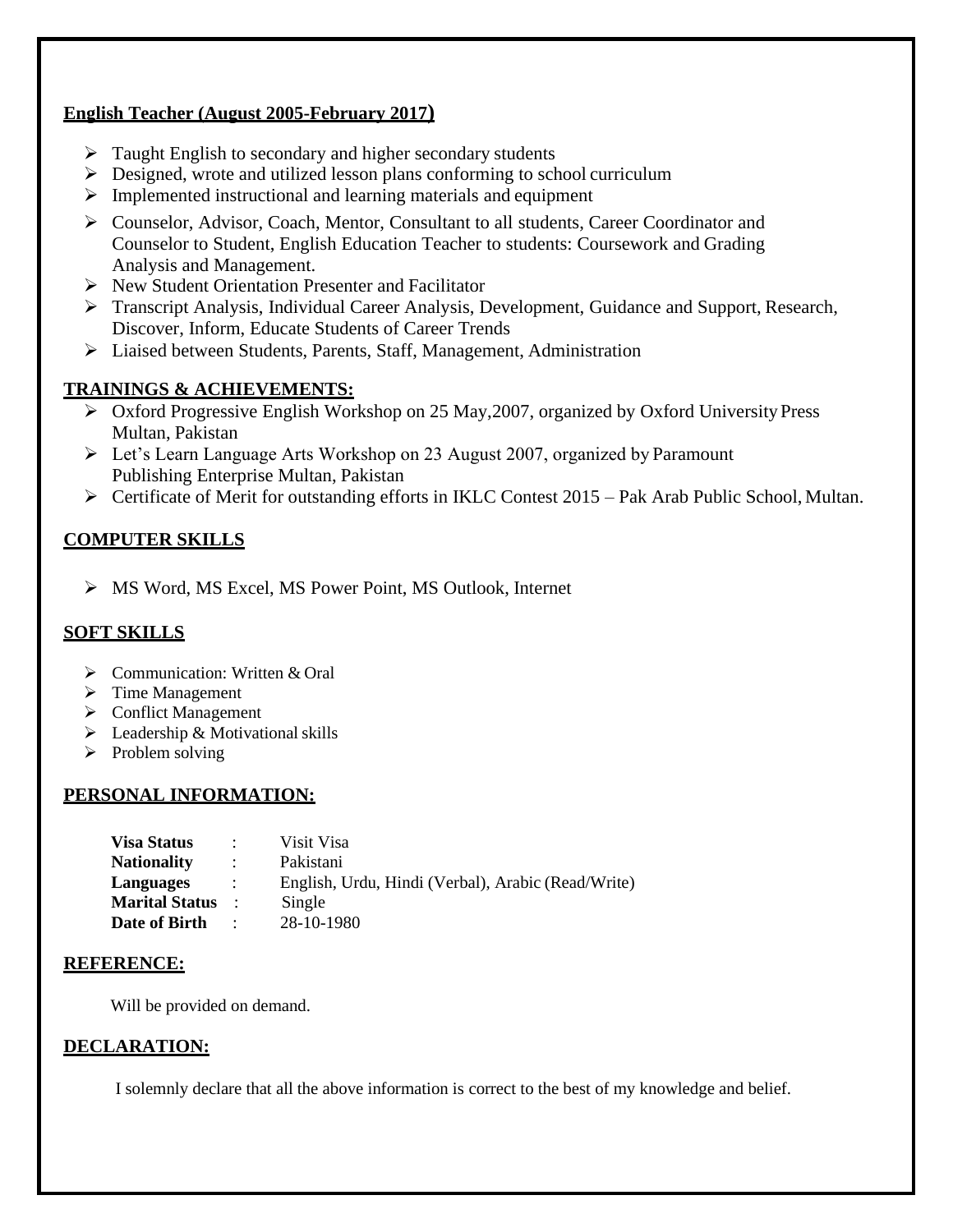**English Teacher (August 2005-February 2017)**

- Taught English to secondary and higher secondary students
- Designed, wrote and utilized lesson plans conforming to school curriculum
- Implemented instructional and learning materials and equipment
- Counselor, Advisor, Coach, Mentor, Consultant to all students, Career Coordinator and Counselor to Student, English Education Teacher to students: Coursework and Grading Analysis and Management.
- New Student Orientation Presenter and Facilitator
- Transcript Analysis, Individual Career Analysis, Development, Guidance and Support, Research, Discover, Inform, Educate Students of Career Trends
- Liaised between Students, Parents, Staff, Management, Administration

## TRAININGS & ACHIEVEMENTS:

- Oxford Progressive English Workshop on 25 May,2007, organized by Oxford University Press Multan, Pakistan
- Let's Learn Language Arts Workshop on 23 August 2007, organized by Paramount Publishing Enterprise Multan, Pakistan
- Certificate of Merit for outstanding efforts in IKLC Contest 2015 – Pak Arab Public School, Multan.

## COMPUTER SKILLS

- MS Word, MS Excel, MS Power Point, MS Outlook, Internet

## SOFT SKILLS

- Communication: Written & Oral
- Time Management
- Conflict Management
- Leadership & Motivational skills
- Problem solving

## PERSONAL INFORMATION:

| | | |
|---|---|---|
| **Visa Status** | : | Visit Visa |
| **Nationality** | : | Pakistani |
| **Languages** | : | English, Urdu, Hindi (Verbal), Arabic (Read/Write) |
| **Marital Status** | : | Single |
| **Date of Birth** | : | 28-10-1980 |

## REFERENCE:

Will be provided on demand.

## DECLARATION:

I solemnly declare that all the above information is correct to the best of my knowledge and belief.